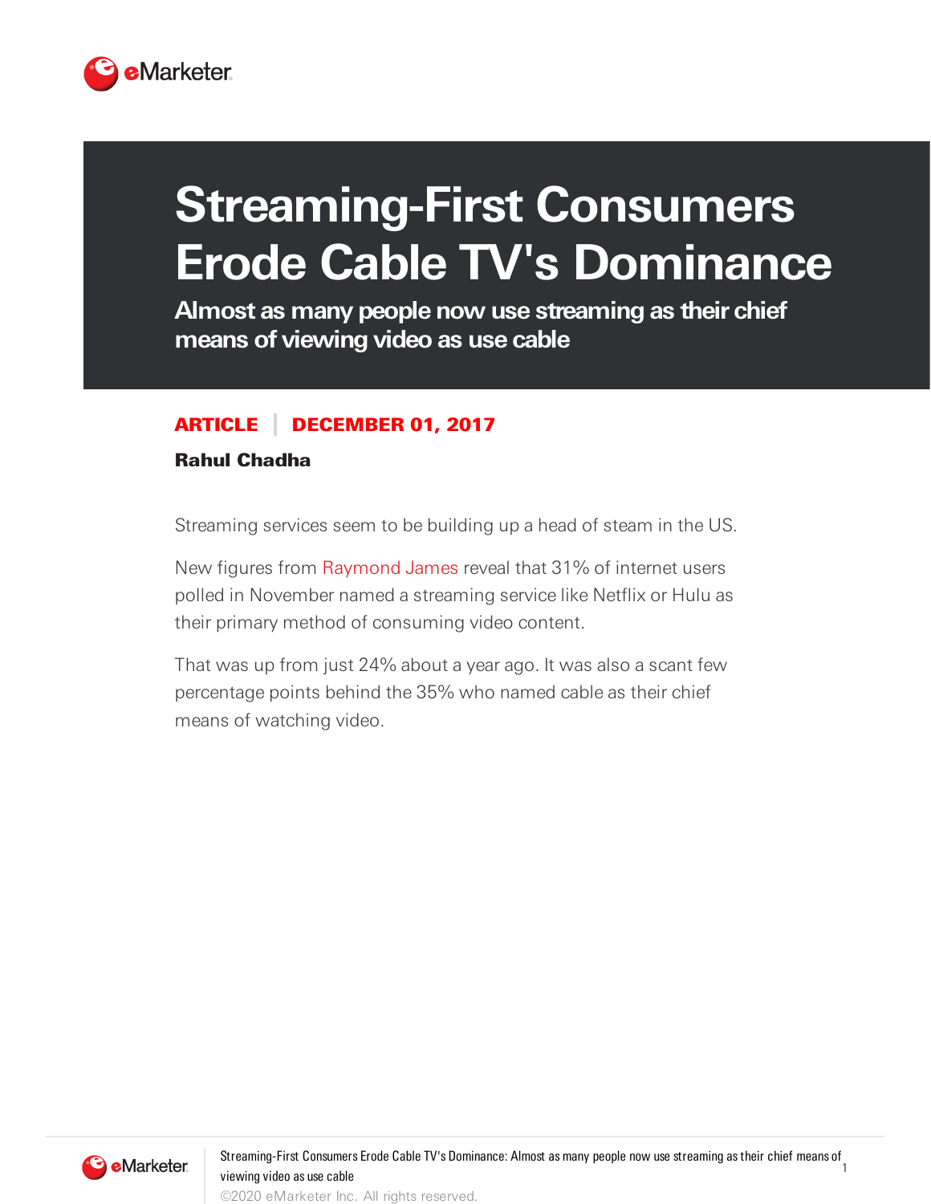# Streaming-First Consumers Erode Cable TV's Dominance

## Almost as many people now use streaming as their chief means of viewing video as use cable

**ARTICLE** | **DECEMBER 01, 2017**

**Rahul Chadha**

Streaming services seem to be building up a head of steam in the US.

New figures from Raymond James reveal that 31% of internet users polled in November named a streaming service like Netflix or Hulu as their primary method of consuming video content.

That was up from just 24% about a year ago. It was also a scant few percentage points behind the 35% who named cable as their chief means of watching video.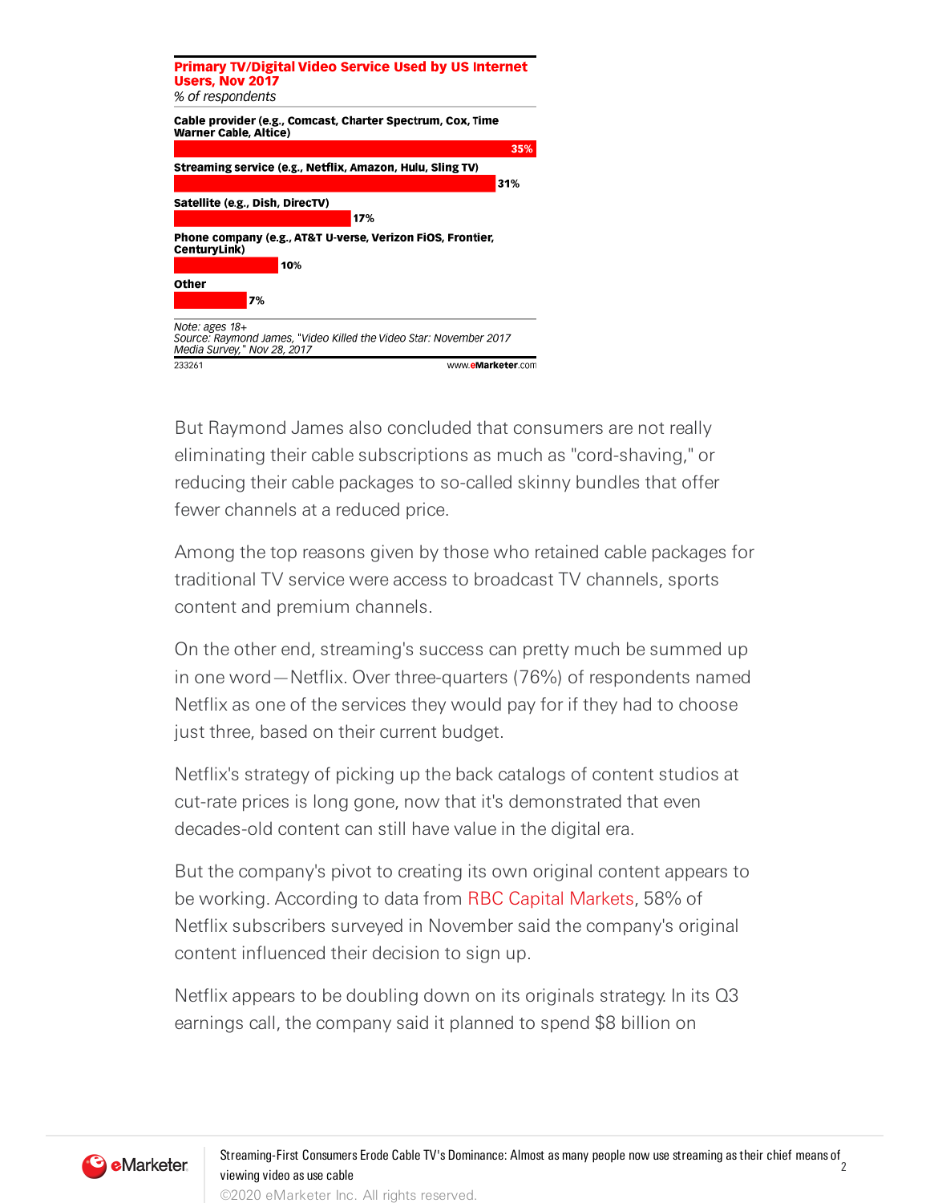**Primary TV/Digital Video Service Used by US Internet Users, Nov 2017**

*% of respondents*

| Service | % |
| --- | --- |
| Cable provider (e.g., Comcast, Charter Spectrum, Cox, Time Warner Cable, Altice) | 35% |
| Streaming service (e.g., Netflix, Amazon, Hulu, Sling TV) | 31% |
| Satellite (e.g., Dish, DirecTV) | 17% |
| Phone company (e.g., AT&T U-verse, Verizon FiOS, Frontier, CenturyLink) | 10% |
| Other | 7% |

*Note: ages 18+*
*Source: Raymond James, "Video Killed the Video Star: November 2017 Media Survey," Nov 28, 2017*

233261 www.eMarketer.com

But Raymond James also concluded that consumers are not really eliminating their cable subscriptions as much as "cord-shaving," or reducing their cable packages to so-called skinny bundles that offer fewer channels at a reduced price.

Among the top reasons given by those who retained cable packages for traditional TV service were access to broadcast TV channels, sports content and premium channels.

On the other end, streaming's success can pretty much be summed up in one word—Netflix. Over three-quarters (76%) of respondents named Netflix as one of the services they would pay for if they had to choose just three, based on their current budget.

Netflix's strategy of picking up the back catalogs of content studios at cut-rate prices is long gone, now that it's demonstrated that even decades-old content can still have value in the digital era.

But the company's pivot to creating its own original content appears to be working. According to data from RBC Capital Markets, 58% of Netflix subscribers surveyed in November said the company's original content influenced their decision to sign up.

Netflix appears to be doubling down on its originals strategy. In its Q3 earnings call, the company said it planned to spend $8 billion on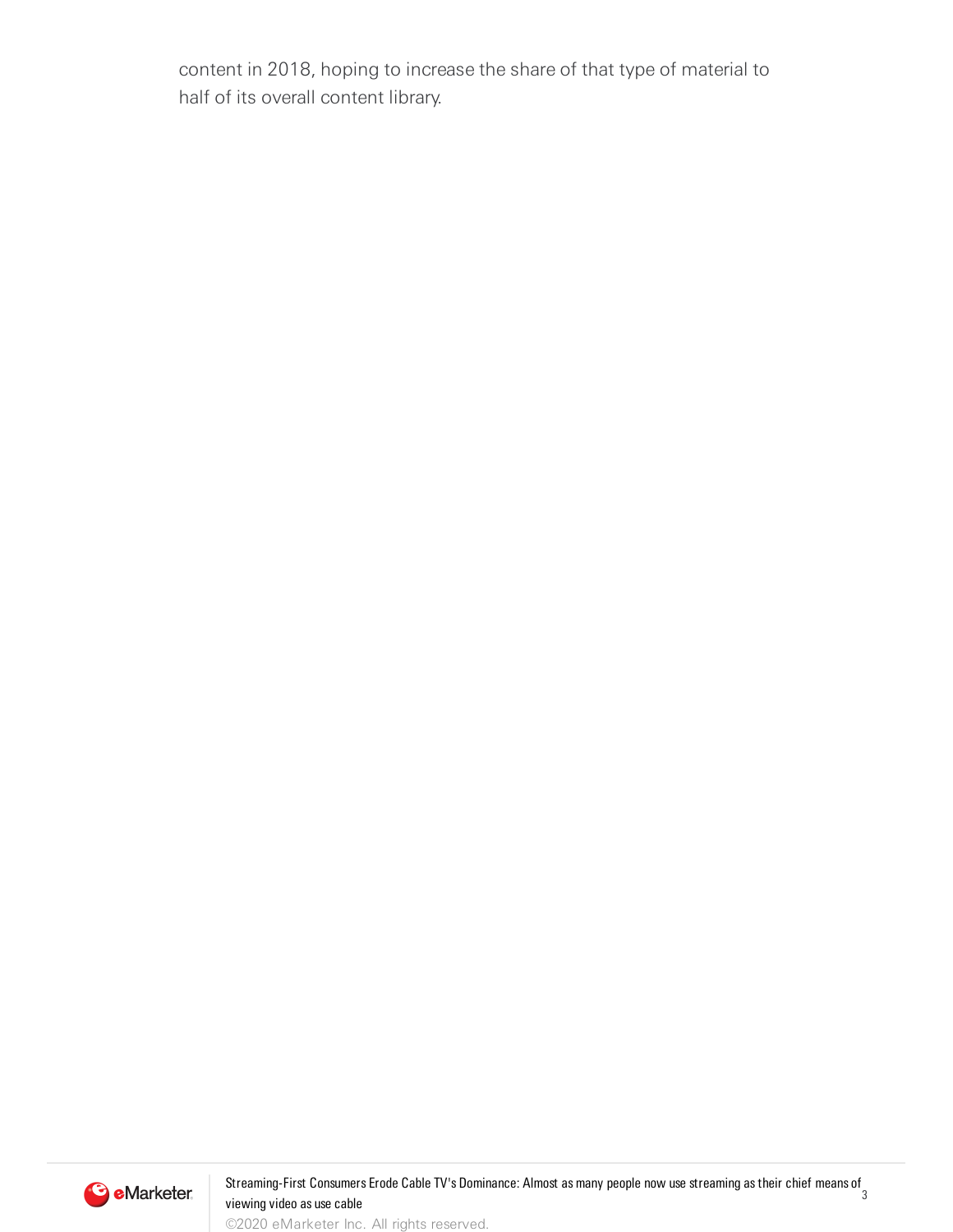content in 2018, hoping to increase the share of that type of material to half of its overall content library.